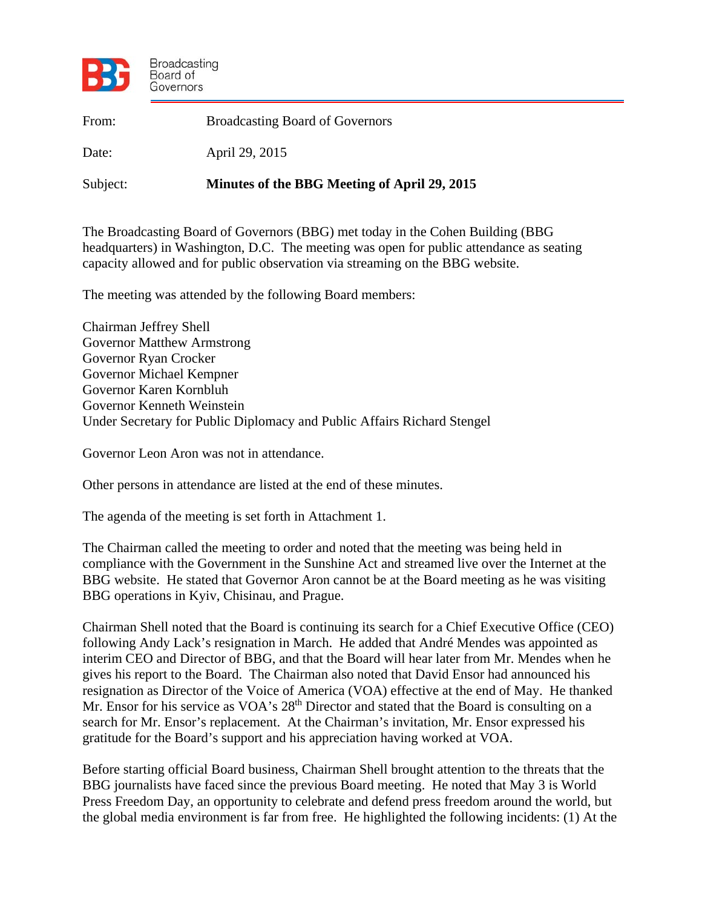Broadcasting Board of Governors

| | |
|---|---|
| From: | Broadcasting Board of Governors |
| Date: | April 29, 2015 |
| Subject: | **Minutes of the BBG Meeting of April 29, 2015** |

The Broadcasting Board of Governors (BBG) met today in the Cohen Building (BBG headquarters) in Washington, D.C. The meeting was open for public attendance as seating capacity allowed and for public observation via streaming on the BBG website.

The meeting was attended by the following Board members:

Chairman Jeffrey Shell
Governor Matthew Armstrong
Governor Ryan Crocker
Governor Michael Kempner
Governor Karen Kornbluh
Governor Kenneth Weinstein
Under Secretary for Public Diplomacy and Public Affairs Richard Stengel

Governor Leon Aron was not in attendance.

Other persons in attendance are listed at the end of these minutes.

The agenda of the meeting is set forth in Attachment 1.

The Chairman called the meeting to order and noted that the meeting was being held in compliance with the Government in the Sunshine Act and streamed live over the Internet at the BBG website. He stated that Governor Aron cannot be at the Board meeting as he was visiting BBG operations in Kyiv, Chisinau, and Prague.

Chairman Shell noted that the Board is continuing its search for a Chief Executive Office (CEO) following Andy Lack's resignation in March. He added that André Mendes was appointed as interim CEO and Director of BBG, and that the Board will hear later from Mr. Mendes when he gives his report to the Board. The Chairman also noted that David Ensor had announced his resignation as Director of the Voice of America (VOA) effective at the end of May. He thanked Mr. Ensor for his service as VOA's 28th Director and stated that the Board is consulting on a search for Mr. Ensor's replacement. At the Chairman's invitation, Mr. Ensor expressed his gratitude for the Board's support and his appreciation having worked at VOA.

Before starting official Board business, Chairman Shell brought attention to the threats that the BBG journalists have faced since the previous Board meeting. He noted that May 3 is World Press Freedom Day, an opportunity to celebrate and defend press freedom around the world, but the global media environment is far from free. He highlighted the following incidents: (1) At the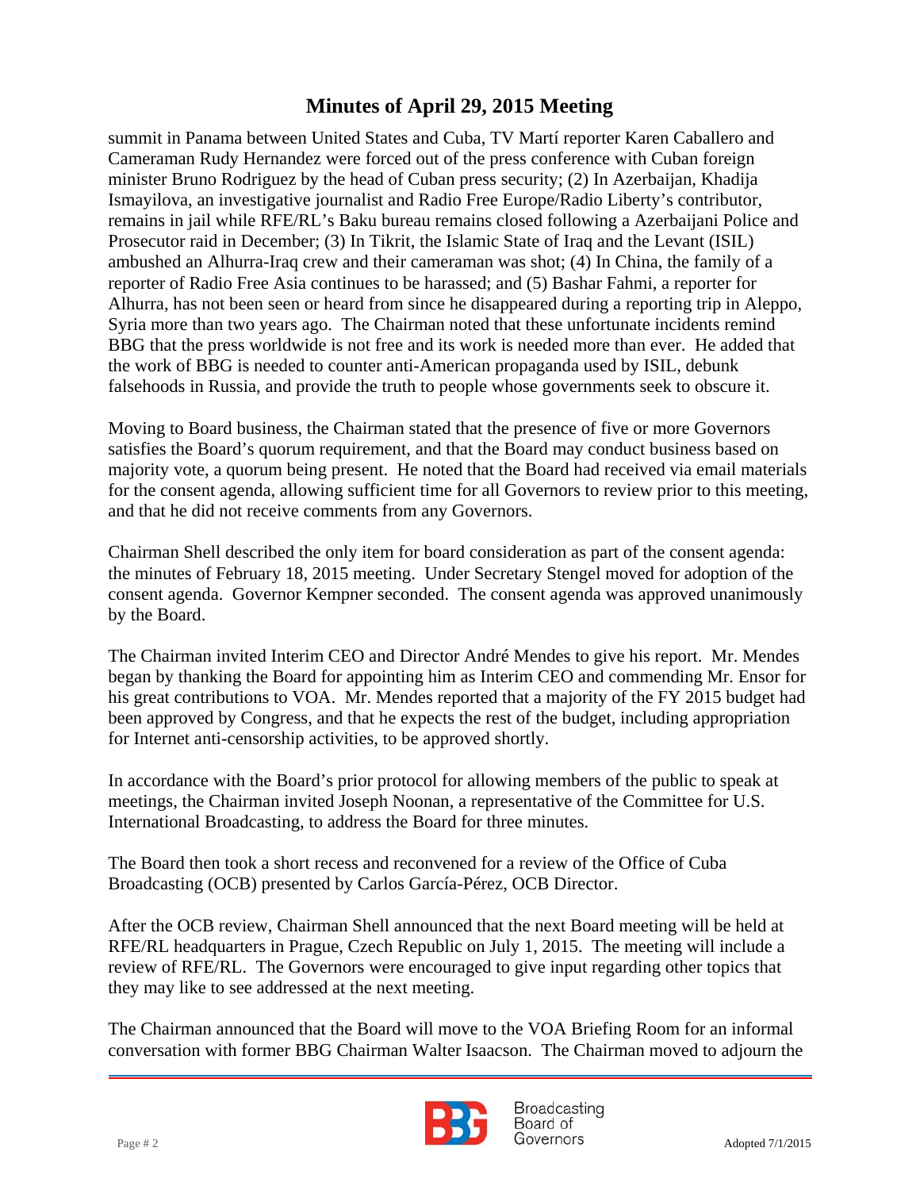summit in Panama between United States and Cuba, TV Martí reporter Karen Caballero and Cameraman Rudy Hernandez were forced out of the press conference with Cuban foreign minister Bruno Rodriguez by the head of Cuban press security; (2) In Azerbaijan, Khadija Ismayilova, an investigative journalist and Radio Free Europe/Radio Liberty's contributor, remains in jail while RFE/RL's Baku bureau remains closed following a Azerbaijani Police and Prosecutor raid in December; (3) In Tikrit, the Islamic State of Iraq and the Levant (ISIL) ambushed an Alhurra-Iraq crew and their cameraman was shot; (4) In China, the family of a reporter of Radio Free Asia continues to be harassed; and (5) Bashar Fahmi, a reporter for Alhurra, has not been seen or heard from since he disappeared during a reporting trip in Aleppo, Syria more than two years ago. The Chairman noted that these unfortunate incidents remind BBG that the press worldwide is not free and its work is needed more than ever. He added that the work of BBG is needed to counter anti-American propaganda used by ISIL, debunk falsehoods in Russia, and provide the truth to people whose governments seek to obscure it.

Moving to Board business, the Chairman stated that the presence of five or more Governors satisfies the Board's quorum requirement, and that the Board may conduct business based on majority vote, a quorum being present. He noted that the Board had received via email materials for the consent agenda, allowing sufficient time for all Governors to review prior to this meeting, and that he did not receive comments from any Governors.

Chairman Shell described the only item for board consideration as part of the consent agenda: the minutes of February 18, 2015 meeting. Under Secretary Stengel moved for adoption of the consent agenda. Governor Kempner seconded. The consent agenda was approved unanimously by the Board.

The Chairman invited Interim CEO and Director André Mendes to give his report. Mr. Mendes began by thanking the Board for appointing him as Interim CEO and commending Mr. Ensor for his great contributions to VOA. Mr. Mendes reported that a majority of the FY 2015 budget had been approved by Congress, and that he expects the rest of the budget, including appropriation for Internet anti-censorship activities, to be approved shortly.

In accordance with the Board's prior protocol for allowing members of the public to speak at meetings, the Chairman invited Joseph Noonan, a representative of the Committee for U.S. International Broadcasting, to address the Board for three minutes.

The Board then took a short recess and reconvened for a review of the Office of Cuba Broadcasting (OCB) presented by Carlos García-Pérez, OCB Director.

After the OCB review, Chairman Shell announced that the next Board meeting will be held at RFE/RL headquarters in Prague, Czech Republic on July 1, 2015. The meeting will include a review of RFE/RL. The Governors were encouraged to give input regarding other topics that they may like to see addressed at the next meeting.

The Chairman announced that the Board will move to the VOA Briefing Room for an informal conversation with former BBG Chairman Walter Isaacson. The Chairman moved to adjourn the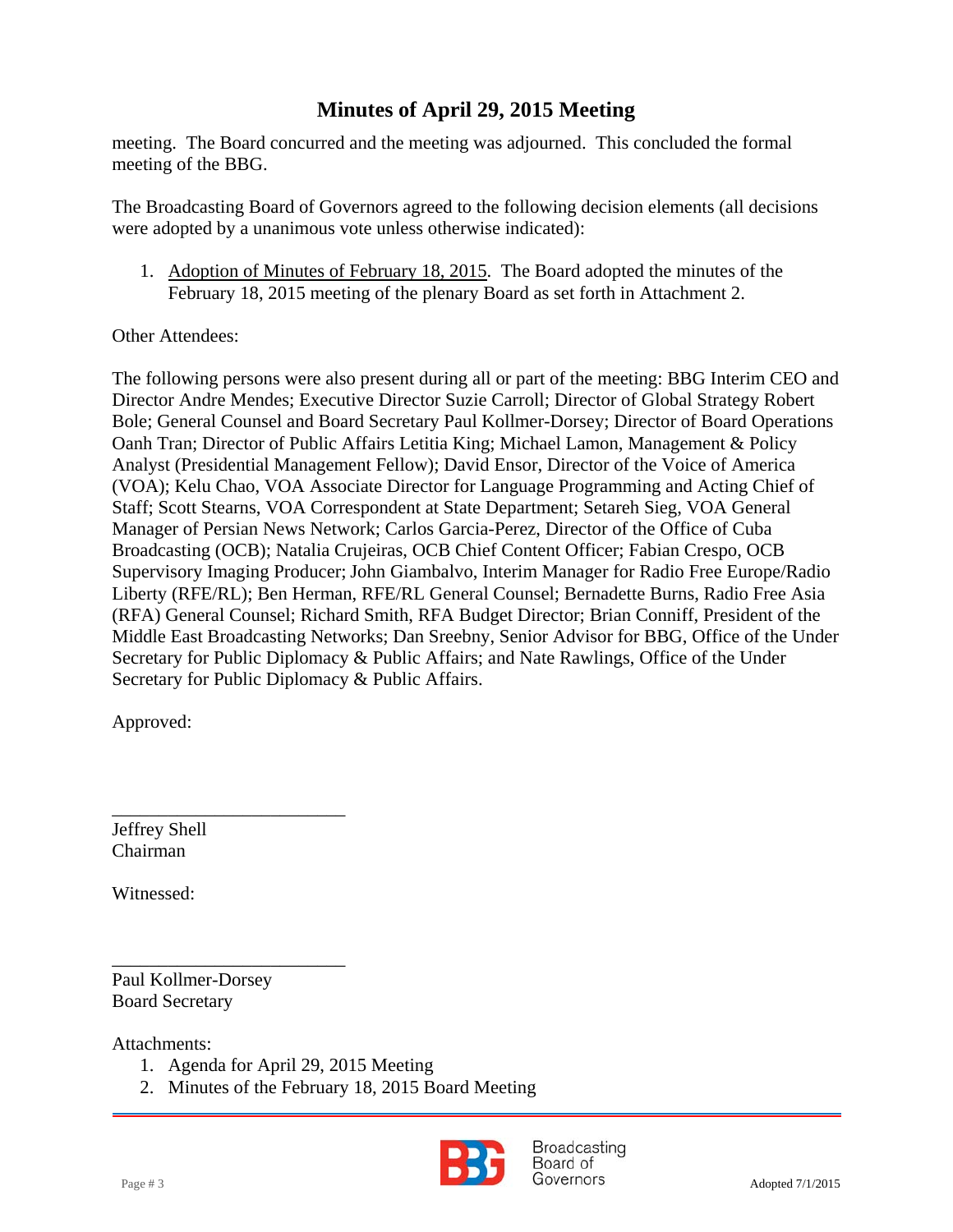meeting. The Board concurred and the meeting was adjourned. This concluded the formal meeting of the BBG.

The Broadcasting Board of Governors agreed to the following decision elements (all decisions were adopted by a unanimous vote unless otherwise indicated):

1. Adoption of Minutes of February 18, 2015. The Board adopted the minutes of the February 18, 2015 meeting of the plenary Board as set forth in Attachment 2.

Other Attendees:

The following persons were also present during all or part of the meeting: BBG Interim CEO and Director Andre Mendes; Executive Director Suzie Carroll; Director of Global Strategy Robert Bole; General Counsel and Board Secretary Paul Kollmer-Dorsey; Director of Board Operations Oanh Tran; Director of Public Affairs Letitia King; Michael Lamon, Management & Policy Analyst (Presidential Management Fellow); David Ensor, Director of the Voice of America (VOA); Kelu Chao, VOA Associate Director for Language Programming and Acting Chief of Staff; Scott Stearns, VOA Correspondent at State Department; Setareh Sieg, VOA General Manager of Persian News Network; Carlos Garcia-Perez, Director of the Office of Cuba Broadcasting (OCB); Natalia Crujeiras, OCB Chief Content Officer; Fabian Crespo, OCB Supervisory Imaging Producer; John Giambalvo, Interim Manager for Radio Free Europe/Radio Liberty (RFE/RL); Ben Herman, RFE/RL General Counsel; Bernadette Burns, Radio Free Asia (RFA) General Counsel; Richard Smith, RFA Budget Director; Brian Conniff, President of the Middle East Broadcasting Networks; Dan Sreebny, Senior Advisor for BBG, Office of the Under Secretary for Public Diplomacy & Public Affairs; and Nate Rawlings, Office of the Under Secretary for Public Diplomacy & Public Affairs.

Approved:

_________________________
Jeffrey Shell
Chairman

Witnessed:

_________________________
Paul Kollmer-Dorsey
Board Secretary

Attachments:

1. Agenda for April 29, 2015 Meeting
2. Minutes of the February 18, 2015 Board Meeting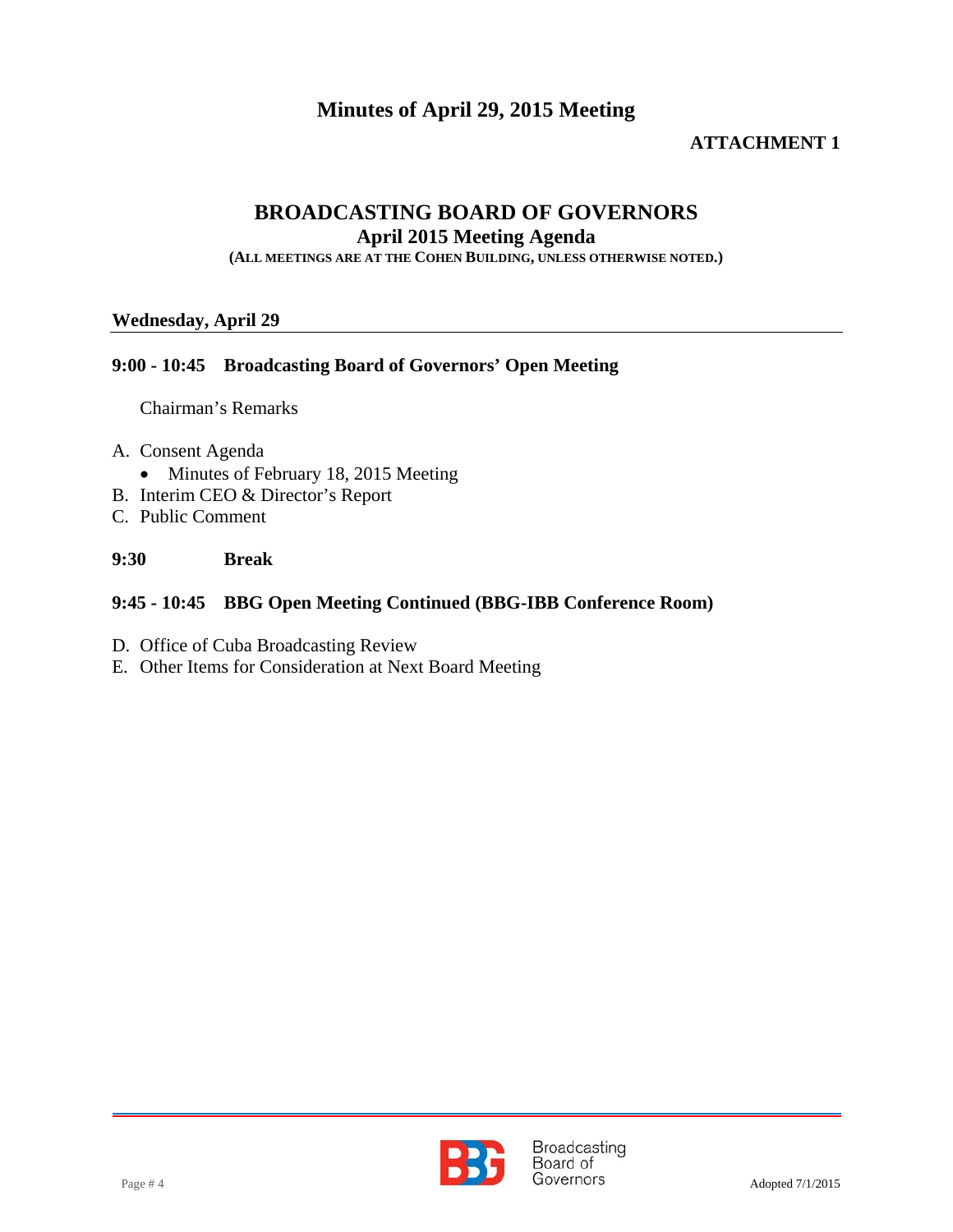# Minutes of April 29, 2015 Meeting

**ATTACHMENT 1**

## BROADCASTING BOARD OF GOVERNORS

### April 2015 Meeting Agenda

**(ALL MEETINGS ARE AT THE COHEN BUILDING, UNLESS OTHERWISE NOTED.)**

**Wednesday, April 29**

**9:00 - 10:45 Broadcasting Board of Governors' Open Meeting**

Chairman's Remarks

A. Consent Agenda
   - Minutes of February 18, 2015 Meeting

B. Interim CEO & Director's Report

C. Public Comment

**9:30 Break**

**9:45 - 10:45 BBG Open Meeting Continued (BBG-IBB Conference Room)**

D. Office of Cuba Broadcasting Review

E. Other Items for Consideration at Next Board Meeting

Adopted 7/1/2015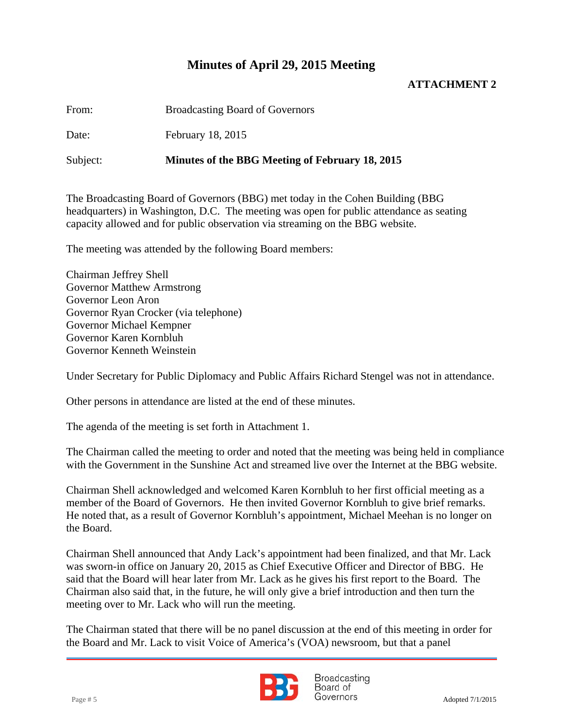# Minutes of April 29, 2015 Meeting

**ATTACHMENT 2**

From: Broadcasting Board of Governors

Date: February 18, 2015

Subject: **Minutes of the BBG Meeting of February 18, 2015**

The Broadcasting Board of Governors (BBG) met today in the Cohen Building (BBG headquarters) in Washington, D.C. The meeting was open for public attendance as seating capacity allowed and for public observation via streaming on the BBG website.

The meeting was attended by the following Board members:

Chairman Jeffrey Shell
Governor Matthew Armstrong
Governor Leon Aron
Governor Ryan Crocker (via telephone)
Governor Michael Kempner
Governor Karen Kornbluh
Governor Kenneth Weinstein

Under Secretary for Public Diplomacy and Public Affairs Richard Stengel was not in attendance.

Other persons in attendance are listed at the end of these minutes.

The agenda of the meeting is set forth in Attachment 1.

The Chairman called the meeting to order and noted that the meeting was being held in compliance with the Government in the Sunshine Act and streamed live over the Internet at the BBG website.

Chairman Shell acknowledged and welcomed Karen Kornbluh to her first official meeting as a member of the Board of Governors. He then invited Governor Kornbluh to give brief remarks. He noted that, as a result of Governor Kornbluh's appointment, Michael Meehan is no longer on the Board.

Chairman Shell announced that Andy Lack's appointment had been finalized, and that Mr. Lack was sworn-in office on January 20, 2015 as Chief Executive Officer and Director of BBG. He said that the Board will hear later from Mr. Lack as he gives his first report to the Board. The Chairman also said that, in the future, he will only give a brief introduction and then turn the meeting over to Mr. Lack who will run the meeting.

The Chairman stated that there will be no panel discussion at the end of this meeting in order for the Board and Mr. Lack to visit Voice of America's (VOA) newsroom, but that a panel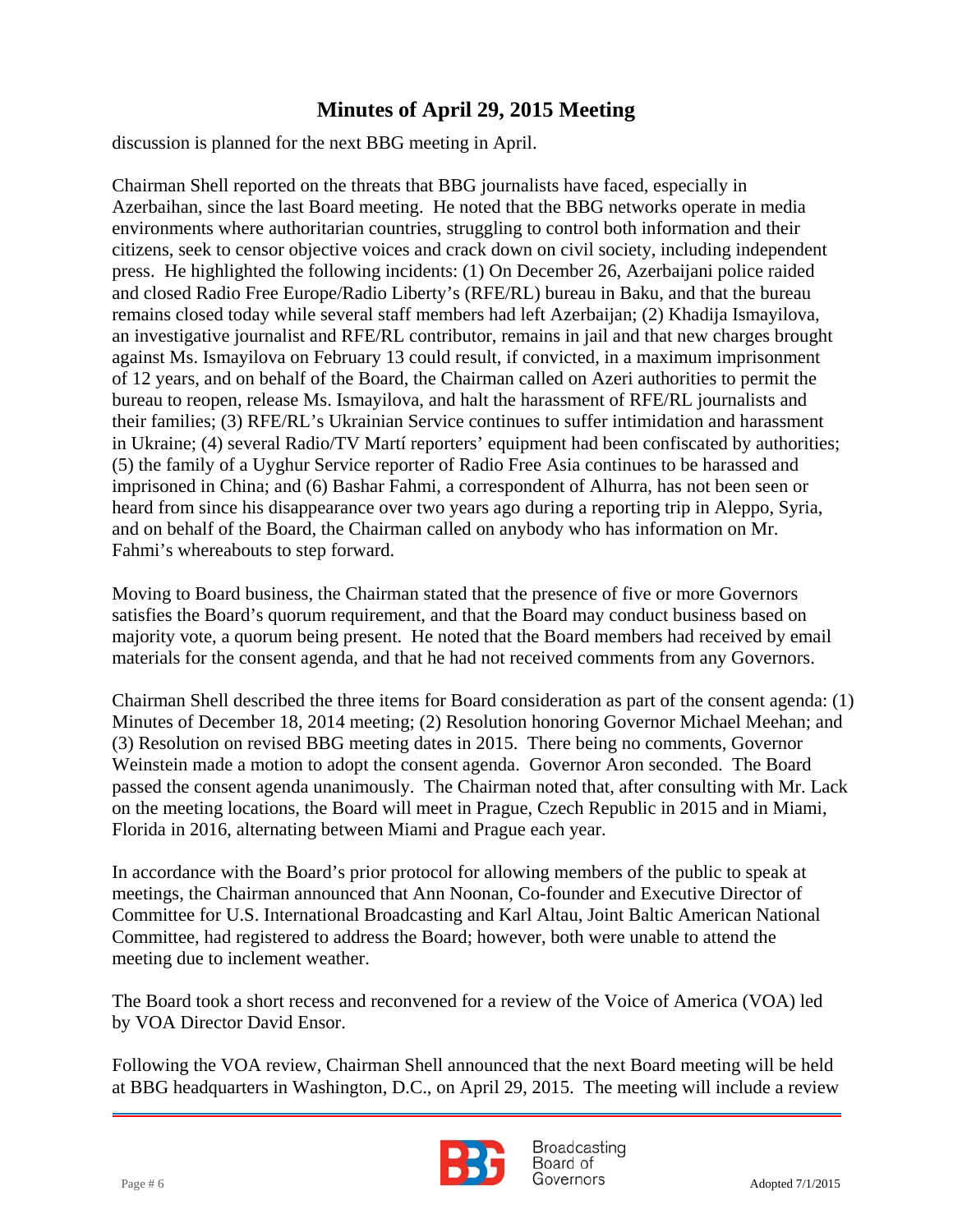discussion is planned for the next BBG meeting in April.

Chairman Shell reported on the threats that BBG journalists have faced, especially in Azerbaihan, since the last Board meeting. He noted that the BBG networks operate in media environments where authoritarian countries, struggling to control both information and their citizens, seek to censor objective voices and crack down on civil society, including independent press. He highlighted the following incidents: (1) On December 26, Azerbaijani police raided and closed Radio Free Europe/Radio Liberty's (RFE/RL) bureau in Baku, and that the bureau remains closed today while several staff members had left Azerbaijan; (2) Khadija Ismayilova, an investigative journalist and RFE/RL contributor, remains in jail and that new charges brought against Ms. Ismayilova on February 13 could result, if convicted, in a maximum imprisonment of 12 years, and on behalf of the Board, the Chairman called on Azeri authorities to permit the bureau to reopen, release Ms. Ismayilova, and halt the harassment of RFE/RL journalists and their families; (3) RFE/RL's Ukrainian Service continues to suffer intimidation and harassment in Ukraine; (4) several Radio/TV Martí reporters' equipment had been confiscated by authorities; (5) the family of a Uyghur Service reporter of Radio Free Asia continues to be harassed and imprisoned in China; and (6) Bashar Fahmi, a correspondent of Alhurra, has not been seen or heard from since his disappearance over two years ago during a reporting trip in Aleppo, Syria, and on behalf of the Board, the Chairman called on anybody who has information on Mr. Fahmi's whereabouts to step forward.

Moving to Board business, the Chairman stated that the presence of five or more Governors satisfies the Board's quorum requirement, and that the Board may conduct business based on majority vote, a quorum being present. He noted that the Board members had received by email materials for the consent agenda, and that he had not received comments from any Governors.

Chairman Shell described the three items for Board consideration as part of the consent agenda: (1) Minutes of December 18, 2014 meeting; (2) Resolution honoring Governor Michael Meehan; and (3) Resolution on revised BBG meeting dates in 2015. There being no comments, Governor Weinstein made a motion to adopt the consent agenda. Governor Aron seconded. The Board passed the consent agenda unanimously. The Chairman noted that, after consulting with Mr. Lack on the meeting locations, the Board will meet in Prague, Czech Republic in 2015 and in Miami, Florida in 2016, alternating between Miami and Prague each year.

In accordance with the Board's prior protocol for allowing members of the public to speak at meetings, the Chairman announced that Ann Noonan, Co-founder and Executive Director of Committee for U.S. International Broadcasting and Karl Altau, Joint Baltic American National Committee, had registered to address the Board; however, both were unable to attend the meeting due to inclement weather.

The Board took a short recess and reconvened for a review of the Voice of America (VOA) led by VOA Director David Ensor.

Following the VOA review, Chairman Shell announced that the next Board meeting will be held at BBG headquarters in Washington, D.C., on April 29, 2015. The meeting will include a review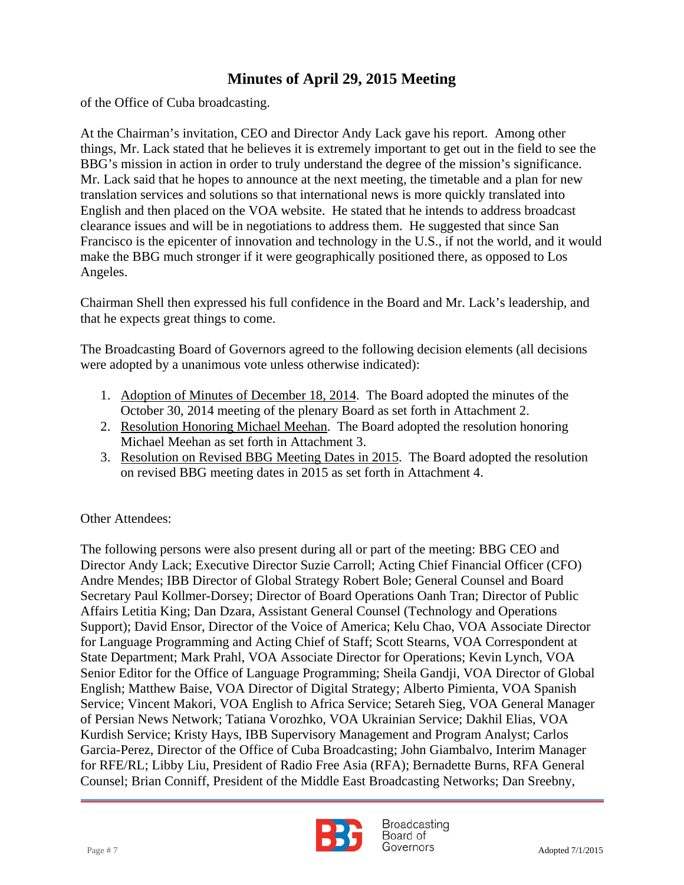of the Office of Cuba broadcasting.

At the Chairman's invitation, CEO and Director Andy Lack gave his report. Among other things, Mr. Lack stated that he believes it is extremely important to get out in the field to see the BBG's mission in action in order to truly understand the degree of the mission's significance. Mr. Lack said that he hopes to announce at the next meeting, the timetable and a plan for new translation services and solutions so that international news is more quickly translated into English and then placed on the VOA website. He stated that he intends to address broadcast clearance issues and will be in negotiations to address them. He suggested that since San Francisco is the epicenter of innovation and technology in the U.S., if not the world, and it would make the BBG much stronger if it were geographically positioned there, as opposed to Los Angeles.

Chairman Shell then expressed his full confidence in the Board and Mr. Lack's leadership, and that he expects great things to come.

The Broadcasting Board of Governors agreed to the following decision elements (all decisions were adopted by a unanimous vote unless otherwise indicated):

1. Adoption of Minutes of December 18, 2014. The Board adopted the minutes of the October 30, 2014 meeting of the plenary Board as set forth in Attachment 2.
2. Resolution Honoring Michael Meehan. The Board adopted the resolution honoring Michael Meehan as set forth in Attachment 3.
3. Resolution on Revised BBG Meeting Dates in 2015. The Board adopted the resolution on revised BBG meeting dates in 2015 as set forth in Attachment 4.

Other Attendees:

The following persons were also present during all or part of the meeting: BBG CEO and Director Andy Lack; Executive Director Suzie Carroll; Acting Chief Financial Officer (CFO) Andre Mendes; IBB Director of Global Strategy Robert Bole; General Counsel and Board Secretary Paul Kollmer-Dorsey; Director of Board Operations Oanh Tran; Director of Public Affairs Letitia King; Dan Dzara, Assistant General Counsel (Technology and Operations Support); David Ensor, Director of the Voice of America; Kelu Chao, VOA Associate Director for Language Programming and Acting Chief of Staff; Scott Stearns, VOA Correspondent at State Department; Mark Prahl, VOA Associate Director for Operations; Kevin Lynch, VOA Senior Editor for the Office of Language Programming; Sheila Gandji, VOA Director of Global English; Matthew Baise, VOA Director of Digital Strategy; Alberto Pimienta, VOA Spanish Service; Vincent Makori, VOA English to Africa Service; Setareh Sieg, VOA General Manager of Persian News Network; Tatiana Vorozhko, VOA Ukrainian Service; Dakhil Elias, VOA Kurdish Service; Kristy Hays, IBB Supervisory Management and Program Analyst; Carlos Garcia-Perez, Director of the Office of Cuba Broadcasting; John Giambalvo, Interim Manager for RFE/RL; Libby Liu, President of Radio Free Asia (RFA); Bernadette Burns, RFA General Counsel; Brian Conniff, President of the Middle East Broadcasting Networks; Dan Sreebny,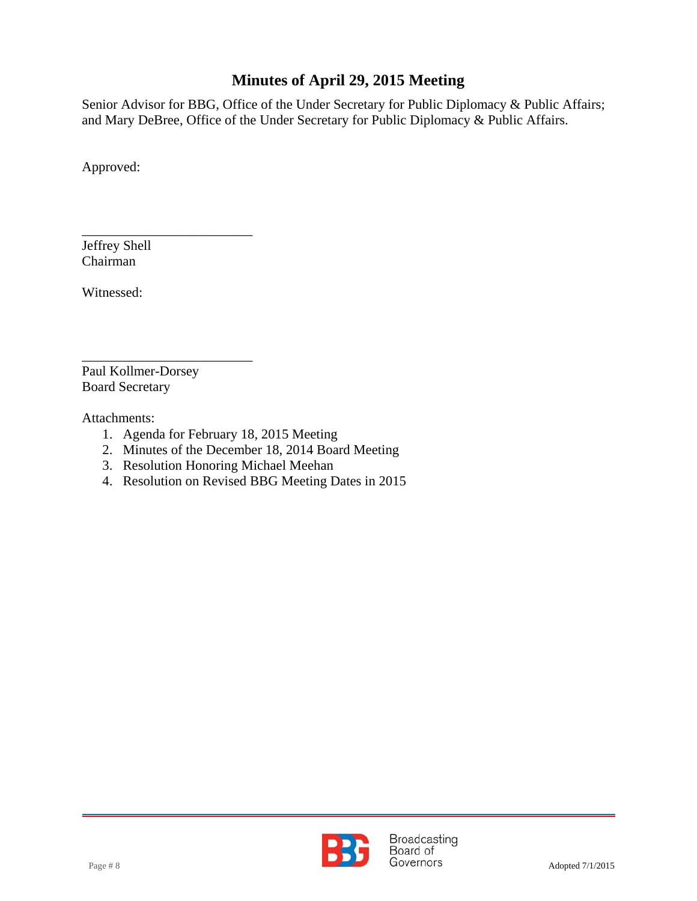Senior Advisor for BBG, Office of the Under Secretary for Public Diplomacy & Public Affairs; and Mary DeBree, Office of the Under Secretary for Public Diplomacy & Public Affairs.

Approved:

\_\_\_\_\_\_\_\_\_\_\_\_\_\_\_\_\_\_\_\_\_\_\_\_\_

Jeffrey Shell
Chairman

Witnessed:

\_\_\_\_\_\_\_\_\_\_\_\_\_\_\_\_\_\_\_\_\_\_\_\_\_

Paul Kollmer-Dorsey
Board Secretary

Attachments:

1. Agenda for February 18, 2015 Meeting
2. Minutes of the December 18, 2014 Board Meeting
3. Resolution Honoring Michael Meehan
4. Resolution on Revised BBG Meeting Dates in 2015